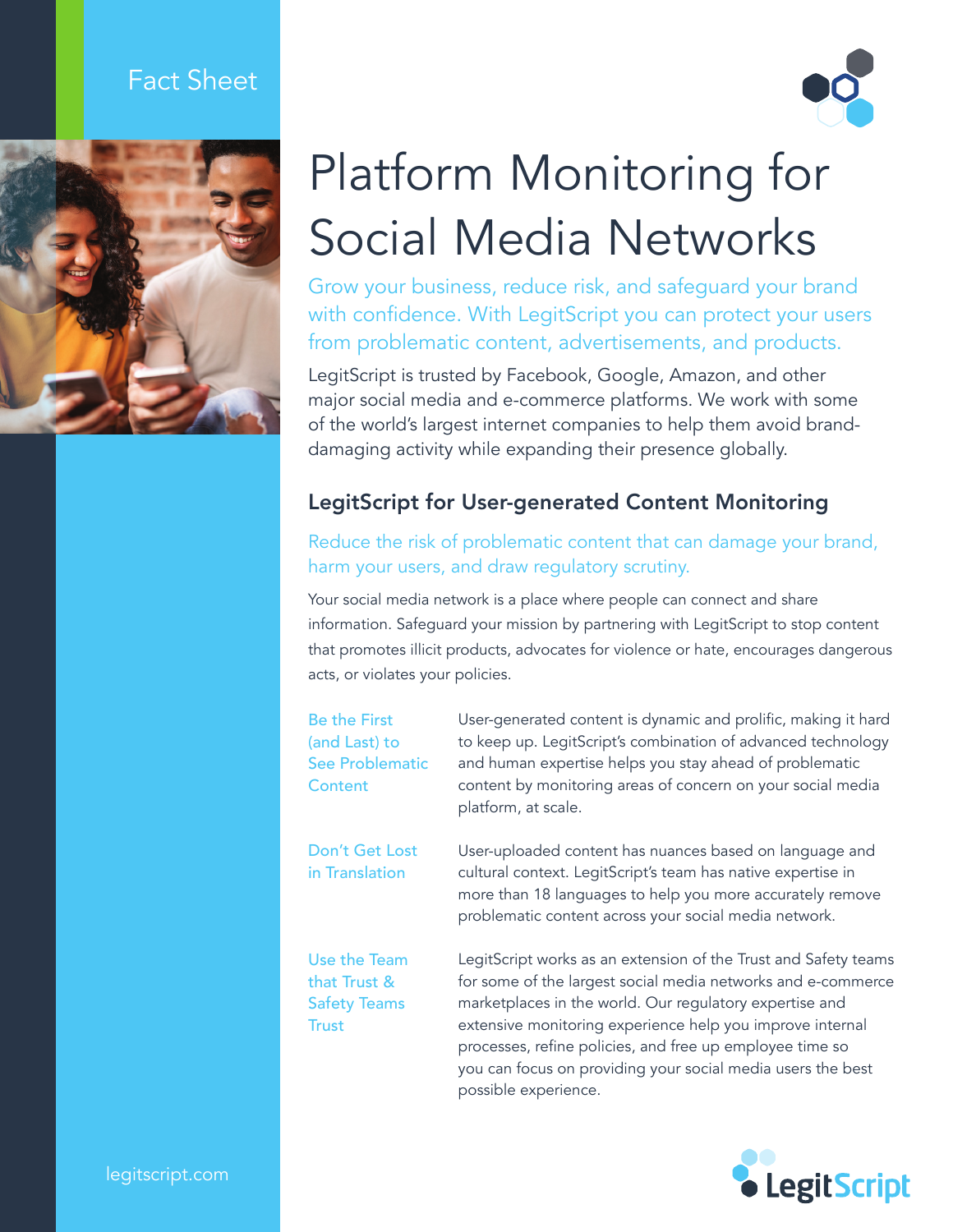Fact Sheet

# Platform Monitoring for Social Media Networks

Grow your business, reduce risk, and safeguard your brand with confidence. With LegitScript you can protect your users from problematic content, advertisements, and products.

LegitScript is trusted by Facebook, Google, Amazon, and other major social media and e-commerce platforms. We work with some of the world's largest internet companies to help them avoid brand-damaging activity while expanding their presence globally.

## LegitScript for User-generated Content Monitoring

Reduce the risk of problematic content that can damage your brand, harm your users, and draw regulatory scrutiny.

Your social media network is a place where people can connect and share information. Safeguard your mission by partnering with LegitScript to stop content that promotes illicit products, advocates for violence or hate, encourages dangerous acts, or violates your policies.

**Be the First (and Last) to See Problematic Content**

User-generated content is dynamic and prolific, making it hard to keep up. LegitScript's combination of advanced technology and human expertise helps you stay ahead of problematic content by monitoring areas of concern on your social media platform, at scale.

**Don't Get Lost in Translation**

User-uploaded content has nuances based on language and cultural context. LegitScript's team has native expertise in more than 18 languages to help you more accurately remove problematic content across your social media network.

**Use the Team that Trust & Safety Teams Trust**

LegitScript works as an extension of the Trust and Safety teams for some of the largest social media networks and e-commerce marketplaces in the world. Our regulatory expertise and extensive monitoring experience help you improve internal processes, refine policies, and free up employee time so you can focus on providing your social media users the best possible experience.

legitscript.com

LegitScript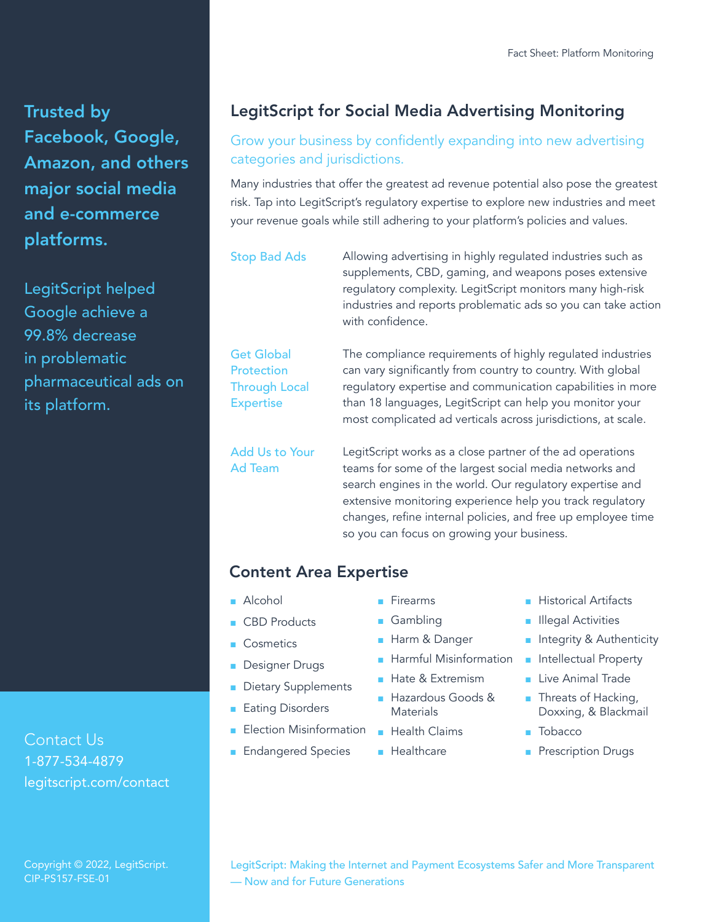Trusted by Facebook, Google, Amazon, and others major social media and e-commerce platforms.

LegitScript helped Google achieve a 99.8% decrease in problematic pharmaceutical ads on its platform.

Contact Us
1-877-534-4879
legitscript.com/contact

Copyright © 2022, LegitScript.
CIP-PS157-FSE-01

## LegitScript for Social Media Advertising Monitoring

### Grow your business by confidently expanding into new advertising categories and jurisdictions.

Many industries that offer the greatest ad revenue potential also pose the greatest risk. Tap into LegitScript's regulatory expertise to explore new industries and meet your revenue goals while still adhering to your platform's policies and values.

**Stop Bad Ads**

Allowing advertising in highly regulated industries such as supplements, CBD, gaming, and weapons poses extensive regulatory complexity. LegitScript monitors many high-risk industries and reports problematic ads so you can take action with confidence.

**Get Global Protection Through Local Expertise**

The compliance requirements of highly regulated industries can vary significantly from country to country. With global regulatory expertise and communication capabilities in more than 18 languages, LegitScript can help you monitor your most complicated ad verticals across jurisdictions, at scale.

**Add Us to Your Ad Team**

LegitScript works as a close partner of the ad operations teams for some of the largest social media networks and search engines in the world. Our regulatory expertise and extensive monitoring experience help you track regulatory changes, refine internal policies, and free up employee time so you can focus on growing your business.

## Content Area Expertise

- Alcohol
- CBD Products
- Cosmetics
- Designer Drugs
- Dietary Supplements
- Eating Disorders
- Election Misinformation
- Endangered Species
- Firearms
- Gambling
- Harm & Danger
- Harmful Misinformation
- Hate & Extremism
- Hazardous Goods & Materials
- Health Claims
- Healthcare
- Historical Artifacts
- Illegal Activities
- Integrity & Authenticity
- Intellectual Property
- Live Animal Trade
- Threats of Hacking, Doxxing, & Blackmail
- Tobacco
- Prescription Drugs

LegitScript: Making the Internet and Payment Ecosystems Safer and More Transparent — Now and for Future Generations